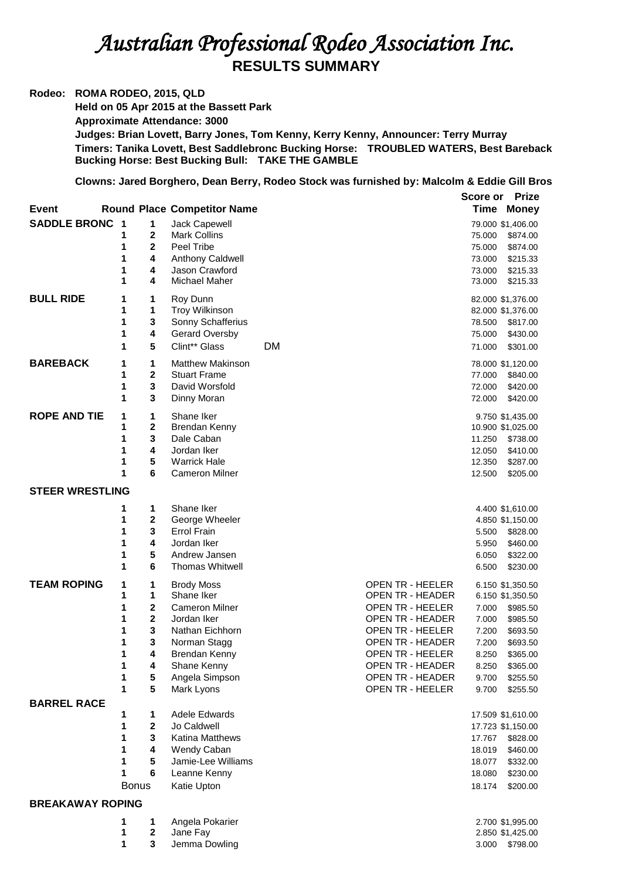# *Australian Professional Rodeo Association Inc.*

## RESULTS SUMMARY

**Rodeo: ROMA RODEO, 2015, QLD**

**Held on 05 Apr 2015 at the Bassett Park**

**Approximate Attendance: 3000**

**Judges: Brian Lovett, Barry Jones, Tom Kenny, Kerry Kenny, Announcer: Terry Murray**

**Timers: Tanika Lovett, Best Saddlebronc Bucking Horse: TROUBLED WATERS, Best Bareback Bucking Horse: Best Bucking Bull: TAKE THE GAMBLE**

**Clowns: Jared Borghero, Dean Berry, Rodeo Stock was furnished by: Malcolm & Eddie Gill Bros**

| Event | Round | Place | Competitor Name | | | Score or Time | Prize Money |
|---|---|---|---|---|---|---|---|
| **SADDLE BRONC** | 1 | 1 | Jack Capewell | | | 79.000 | $1,406.00 |
| | 1 | 2 | Mark Collins | | | 75.000 | $874.00 |
| | 1 | 2 | Peel Tribe | | | 75.000 | $874.00 |
| | 1 | 4 | Anthony Caldwell | | | 73.000 | $215.33 |
| | 1 | 4 | Jason Crawford | | | 73.000 | $215.33 |
| | 1 | 4 | Michael Maher | | | 73.000 | $215.33 |
| **BULL RIDE** | 1 | 1 | Roy Dunn | | | 82.000 | $1,376.00 |
| | 1 | 1 | Troy Wilkinson | | | 82.000 | $1,376.00 |
| | 1 | 3 | Sonny Schafferius | | | 78.500 | $817.00 |
| | 1 | 4 | Gerard Oversby | | | 75.000 | $430.00 |
| | 1 | 5 | Clint** Glass | DM | | 71.000 | $301.00 |
| **BAREBACK** | 1 | 1 | Matthew Makinson | | | 78.000 | $1,120.00 |
| | 1 | 2 | Stuart Frame | | | 77.000 | $840.00 |
| | 1 | 3 | David Worsfold | | | 72.000 | $420.00 |
| | 1 | 3 | Dinny Moran | | | 72.000 | $420.00 |
| **ROPE AND TIE** | 1 | 1 | Shane Iker | | | 9.750 | $1,435.00 |
| | 1 | 2 | Brendan Kenny | | | 10.900 | $1,025.00 |
| | 1 | 3 | Dale Caban | | | 11.250 | $738.00 |
| | 1 | 4 | Jordan Iker | | | 12.050 | $410.00 |
| | 1 | 5 | Warrick Hale | | | 12.350 | $287.00 |
| | 1 | 6 | Cameron Milner | | | 12.500 | $205.00 |
| **STEER WRESTLING** | | | | | | | |
| | 1 | 1 | Shane Iker | | | 4.400 | $1,610.00 |
| | 1 | 2 | George Wheeler | | | 4.850 | $1,150.00 |
| | 1 | 3 | Errol Frain | | | 5.500 | $828.00 |
| | 1 | 4 | Jordan Iker | | | 5.950 | $460.00 |
| | 1 | 5 | Andrew Jansen | | | 6.050 | $322.00 |
| | 1 | 6 | Thomas Whitwell | | | 6.500 | $230.00 |
| **TEAM ROPING** | 1 | 1 | Brody Moss | | OPEN TR - HEELER | 6.150 | $1,350.50 |
| | 1 | 1 | Shane Iker | | OPEN TR - HEADER | 6.150 | $1,350.50 |
| | 1 | 2 | Cameron Milner | | OPEN TR - HEELER | 7.000 | $985.50 |
| | 1 | 2 | Jordan Iker | | OPEN TR - HEADER | 7.000 | $985.50 |
| | 1 | 3 | Nathan Eichhorn | | OPEN TR - HEELER | 7.200 | $693.50 |
| | 1 | 3 | Norman Stagg | | OPEN TR - HEADER | 7.200 | $693.50 |
| | 1 | 4 | Brendan Kenny | | OPEN TR - HEELER | 8.250 | $365.00 |
| | 1 | 4 | Shane Kenny | | OPEN TR - HEADER | 8.250 | $365.00 |
| | 1 | 5 | Angela Simpson | | OPEN TR - HEADER | 9.700 | $255.50 |
| | 1 | 5 | Mark Lyons | | OPEN TR - HEELER | 9.700 | $255.50 |
| **BARREL RACE** | | | | | | | |
| | 1 | 1 | Adele Edwards | | | 17.509 | $1,610.00 |
| | 1 | 2 | Jo Caldwell | | | 17.723 | $1,150.00 |
| | 1 | 3 | Katina Matthews | | | 17.767 | $828.00 |
| | 1 | 4 | Wendy Caban | | | 18.019 | $460.00 |
| | 1 | 5 | Jamie-Lee Williams | | | 18.077 | $332.00 |
| | 1 | 6 | Leanne Kenny | | | 18.080 | $230.00 |
| | Bonus | | Katie Upton | | | 18.174 | $200.00 |
| **BREAKAWAY ROPING** | | | | | | | |
| | 1 | 1 | Angela Pokarier | | | 2.700 | $1,995.00 |
| | 1 | 2 | Jane Fay | | | 2.850 | $1,425.00 |
| | 1 | 3 | Jemma Dowling | | | 3.000 | $798.00 |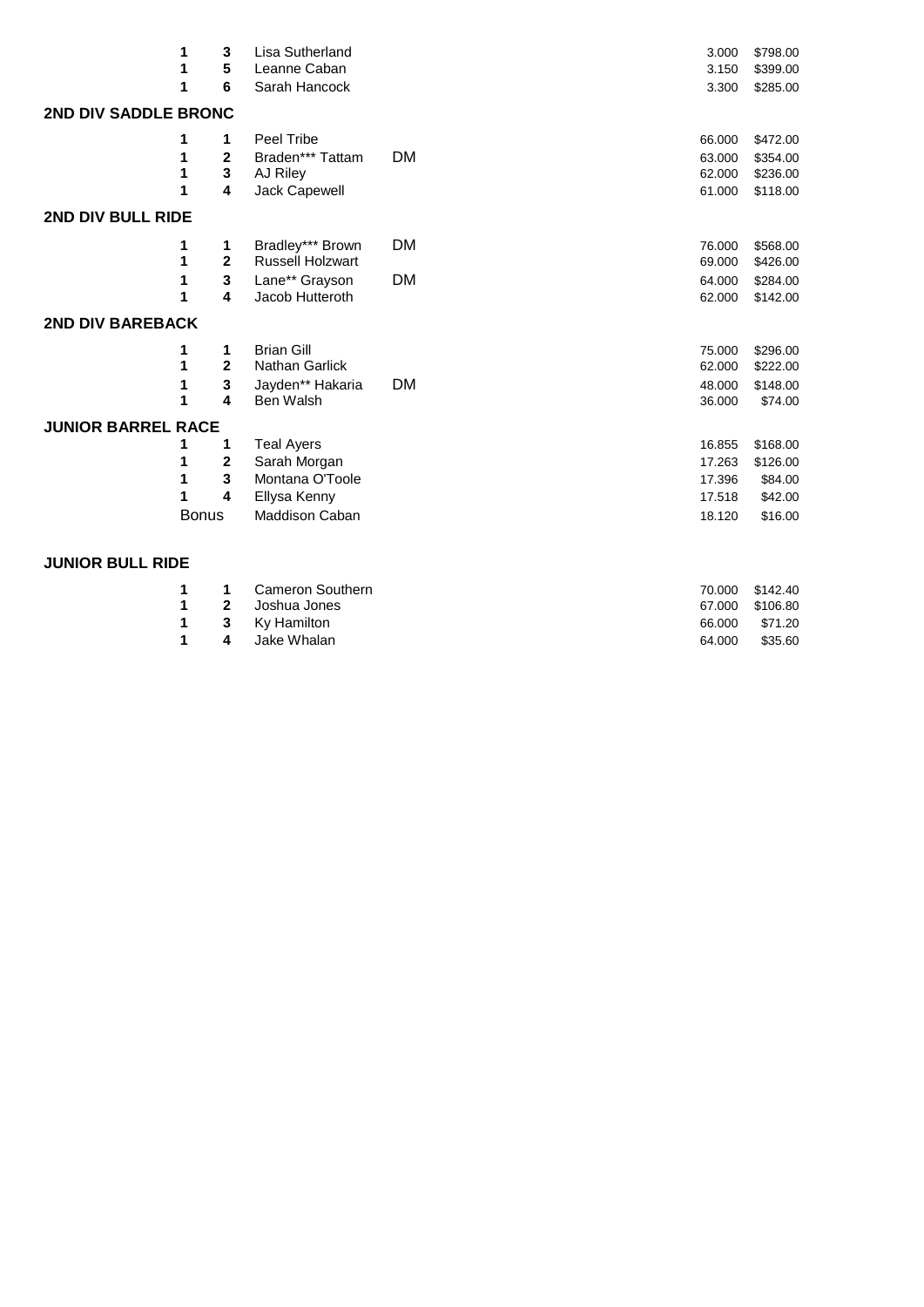| | | | | | |
|---|---|---|---|---|---|
| 1 | 3 | Lisa Sutherland | | 3.000 | $798.00 |
| 1 | 5 | Leanne Caban | | 3.150 | $399.00 |
| 1 | 6 | Sarah Hancock | | 3.300 | $285.00 |

## 2ND DIV SADDLE BRONC

| | | | | | |
|---|---|---|---|---|---|
| 1 | 1 | Peel Tribe | | 66.000 | $472.00 |
| 1 | 2 | Braden*** Tattam | DM | 63.000 | $354.00 |
| 1 | 3 | AJ Riley | | 62.000 | $236.00 |
| 1 | 4 | Jack Capewell | | 61.000 | $118.00 |

## 2ND DIV BULL RIDE

| | | | | | |
|---|---|---|---|---|---|
| 1 | 1 | Bradley*** Brown | DM | 76.000 | $568.00 |
| 1 | 2 | Russell Holzwart | | 69.000 | $426.00 |
| 1 | 3 | Lane** Grayson | DM | 64.000 | $284.00 |
| 1 | 4 | Jacob Hutteroth | | 62.000 | $142.00 |

## 2ND DIV BAREBACK

| | | | | | |
|---|---|---|---|---|---|
| 1 | 1 | Brian Gill | | 75.000 | $296.00 |
| 1 | 2 | Nathan Garlick | | 62.000 | $222.00 |
| 1 | 3 | Jayden** Hakaria | DM | 48.000 | $148.00 |
| 1 | 4 | Ben Walsh | | 36.000 | $74.00 |

## JUNIOR BARREL RACE

| | | | | |
|---|---|---|---|---|
| 1 | 1 | Teal Ayers | 16.855 | $168.00 |
| 1 | 2 | Sarah Morgan | 17.263 | $126.00 |
| 1 | 3 | Montana O'Toole | 17.396 | $84.00 |
| 1 | 4 | Ellysa Kenny | 17.518 | $42.00 |
| Bonus | | Maddison Caban | 18.120 | $16.00 |

## JUNIOR BULL RIDE

| | | | | |
|---|---|---|---|---|
| 1 | 1 | Cameron Southern | 70.000 | $142.40 |
| 1 | 2 | Joshua Jones | 67.000 | $106.80 |
| 1 | 3 | Ky Hamilton | 66.000 | $71.20 |
| 1 | 4 | Jake Whalan | 64.000 | $35.60 |